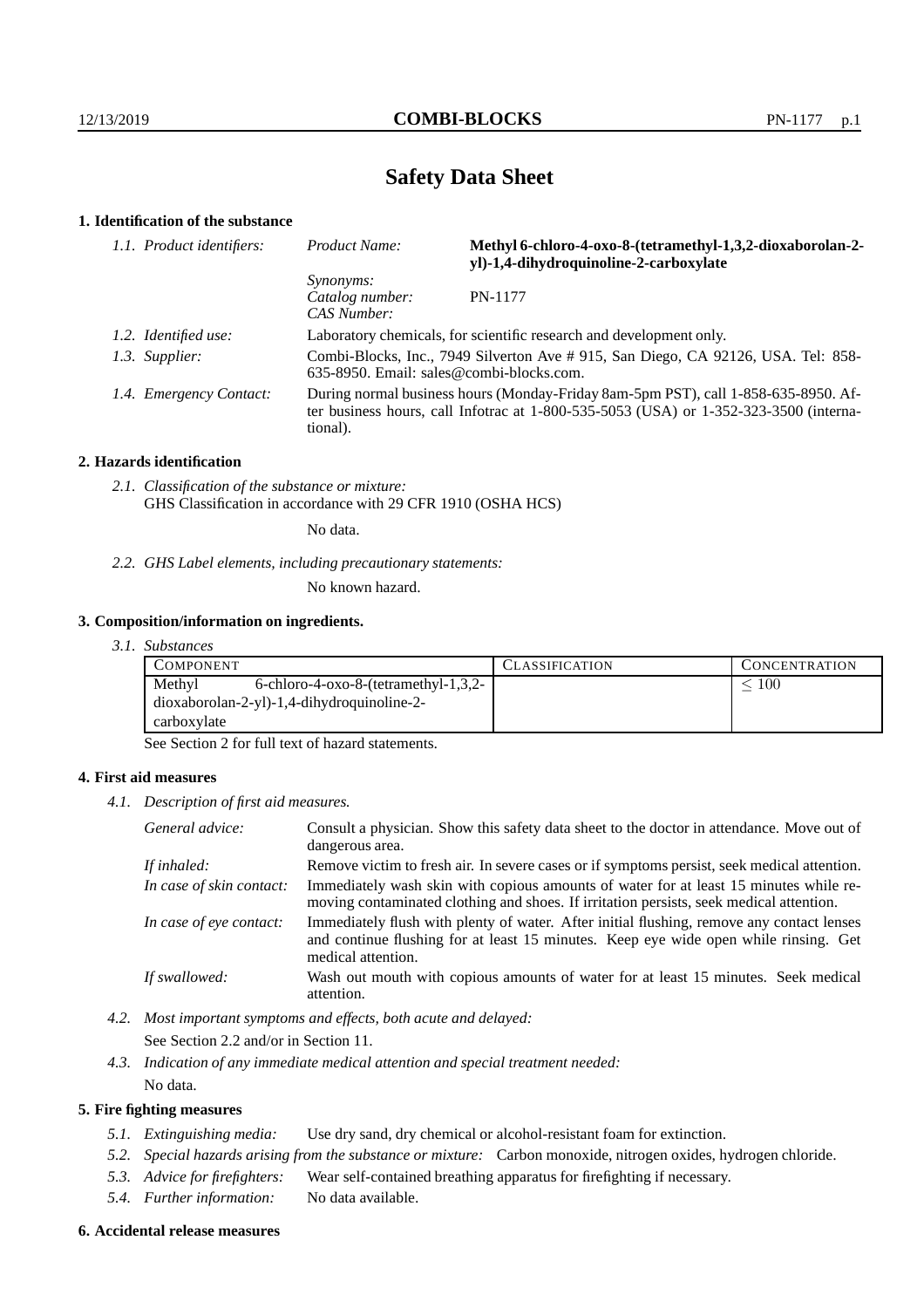# Safety Data Sheet

## 1. Identification of the substance

| | | |
|---|---|---|
| *1.1. Product identifiers:* | *Product Name:* | **Methyl 6-chloro-4-oxo-8-(tetramethyl-1,3,2-dioxaborolan-2-yl)-1,4-dihydroquinoline-2-carboxylate** |
| | *Synonyms:* | |
| | *Catalog number:* | PN-1177 |
| | *CAS Number:* | |
| *1.2. Identified use:* | Laboratory chemicals, for scientific research and development only. | |
| *1.3. Supplier:* | Combi-Blocks, Inc., 7949 Silverton Ave # 915, San Diego, CA 92126, USA. Tel: 858-635-8950. Email: sales@combi-blocks.com. | |
| *1.4. Emergency Contact:* | During normal business hours (Monday-Friday 8am-5pm PST), call 1-858-635-8950. After business hours, call Infotrac at 1-800-535-5053 (USA) or 1-352-323-3500 (international). | |

## 2. Hazards identification

*2.1. Classification of the substance or mixture:*
GHS Classification in accordance with 29 CFR 1910 (OSHA HCS)

No data.

*2.2. GHS Label elements, including precautionary statements:*

No known hazard.

## 3. Composition/information on ingredients.

*3.1. Substances*

| COMPONENT | CLASSIFICATION | CONCENTRATION |
|---|---|---|
| Methyl 6-chloro-4-oxo-8-(tetramethyl-1,3,2-dioxaborolan-2-yl)-1,4-dihydroquinoline-2-carboxylate | | $\leq 100$ |

See Section 2 for full text of hazard statements.

## 4. First aid measures

*4.1. Description of first aid measures.*

| | |
|---|---|
| *General advice:* | Consult a physician. Show this safety data sheet to the doctor in attendance. Move out of dangerous area. |
| *If inhaled:* | Remove victim to fresh air. In severe cases or if symptoms persist, seek medical attention. |
| *In case of skin contact:* | Immediately wash skin with copious amounts of water for at least 15 minutes while removing contaminated clothing and shoes. If irritation persists, seek medical attention. |
| *In case of eye contact:* | Immediately flush with plenty of water. After initial flushing, remove any contact lenses and continue flushing for at least 15 minutes. Keep eye wide open while rinsing. Get medical attention. |
| *If swallowed:* | Wash out mouth with copious amounts of water for at least 15 minutes. Seek medical attention. |

*4.2. Most important symptoms and effects, both acute and delayed:*
See Section 2.2 and/or in Section 11.

*4.3. Indication of any immediate medical attention and special treatment needed:*
No data.

## 5. Fire fighting measures

*5.1. Extinguishing media:* Use dry sand, dry chemical or alcohol-resistant foam for extinction.

*5.2. Special hazards arising from the substance or mixture:* Carbon monoxide, nitrogen oxides, hydrogen chloride.

*5.3. Advice for firefighters:* Wear self-contained breathing apparatus for firefighting if necessary.

*5.4. Further information:* No data available.

## 6. Accidental release measures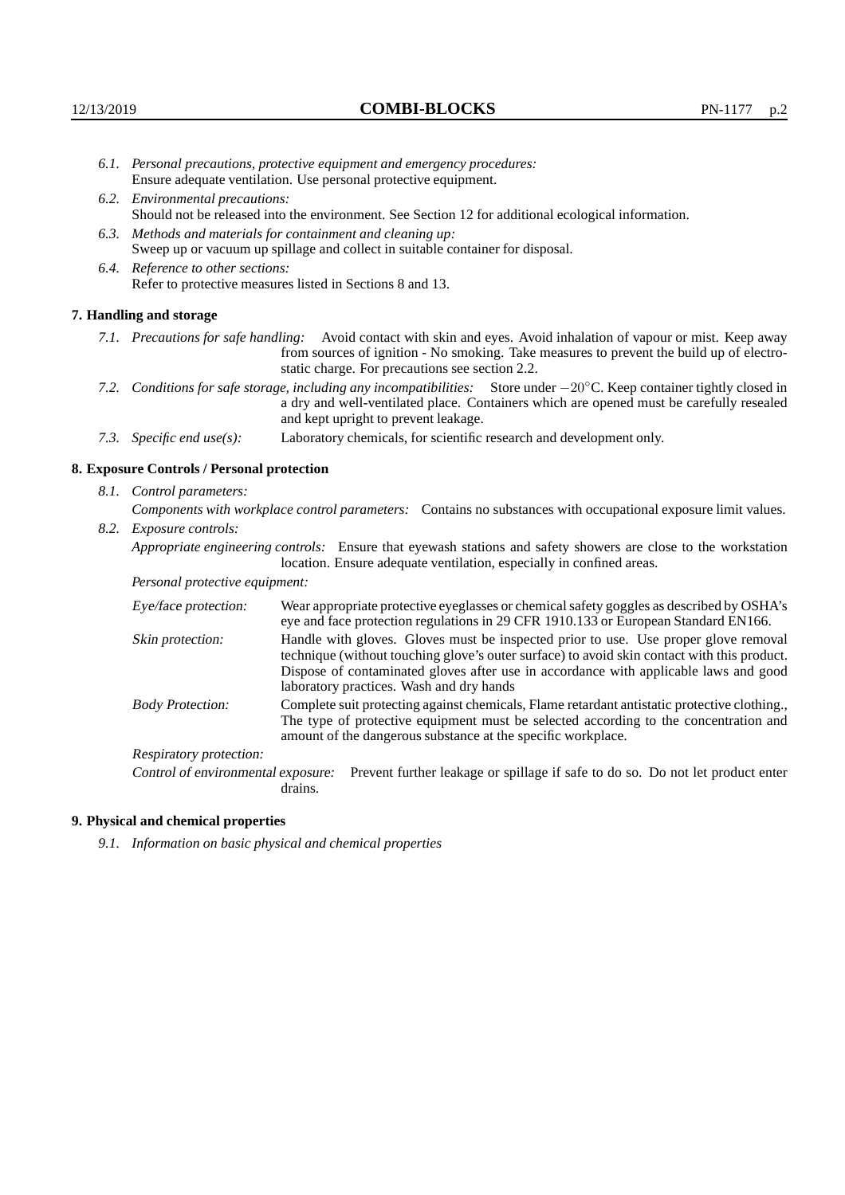*6.1. Personal precautions, protective equipment and emergency procedures:*
Ensure adequate ventilation. Use personal protective equipment.

*6.2. Environmental precautions:*
Should not be released into the environment. See Section 12 for additional ecological information.

*6.3. Methods and materials for containment and cleaning up:*
Sweep up or vacuum up spillage and collect in suitable container for disposal.

*6.4. Reference to other sections:*
Refer to protective measures listed in Sections 8 and 13.

## 7. Handling and storage

*7.1. Precautions for safe handling:* Avoid contact with skin and eyes. Avoid inhalation of vapour or mist. Keep away from sources of ignition - No smoking. Take measures to prevent the build up of electrostatic charge. For precautions see section 2.2.

*7.2. Conditions for safe storage, including any incompatibilities:* Store under $-20^{\circ}$C. Keep container tightly closed in a dry and well-ventilated place. Containers which are opened must be carefully resealed and kept upright to prevent leakage.

*7.3. Specific end use(s):* Laboratory chemicals, for scientific research and development only.

## 8. Exposure Controls / Personal protection

*8.1. Control parameters:*

*Components with workplace control parameters:* Contains no substances with occupational exposure limit values.

*8.2. Exposure controls:*

*Appropriate engineering controls:* Ensure that eyewash stations and safety showers are close to the workstation location. Ensure adequate ventilation, especially in confined areas.

*Personal protective equipment:*

*Eye/face protection:* Wear appropriate protective eyeglasses or chemical safety goggles as described by OSHA's eye and face protection regulations in 29 CFR 1910.133 or European Standard EN166.

*Skin protection:* Handle with gloves. Gloves must be inspected prior to use. Use proper glove removal technique (without touching glove's outer surface) to avoid skin contact with this product. Dispose of contaminated gloves after use in accordance with applicable laws and good laboratory practices. Wash and dry hands

*Body Protection:* Complete suit protecting against chemicals, Flame retardant antistatic protective clothing., The type of protective equipment must be selected according to the concentration and amount of the dangerous substance at the specific workplace.

*Respiratory protection:*

*Control of environmental exposure:* Prevent further leakage or spillage if safe to do so. Do not let product enter drains.

## 9. Physical and chemical properties

*9.1. Information on basic physical and chemical properties*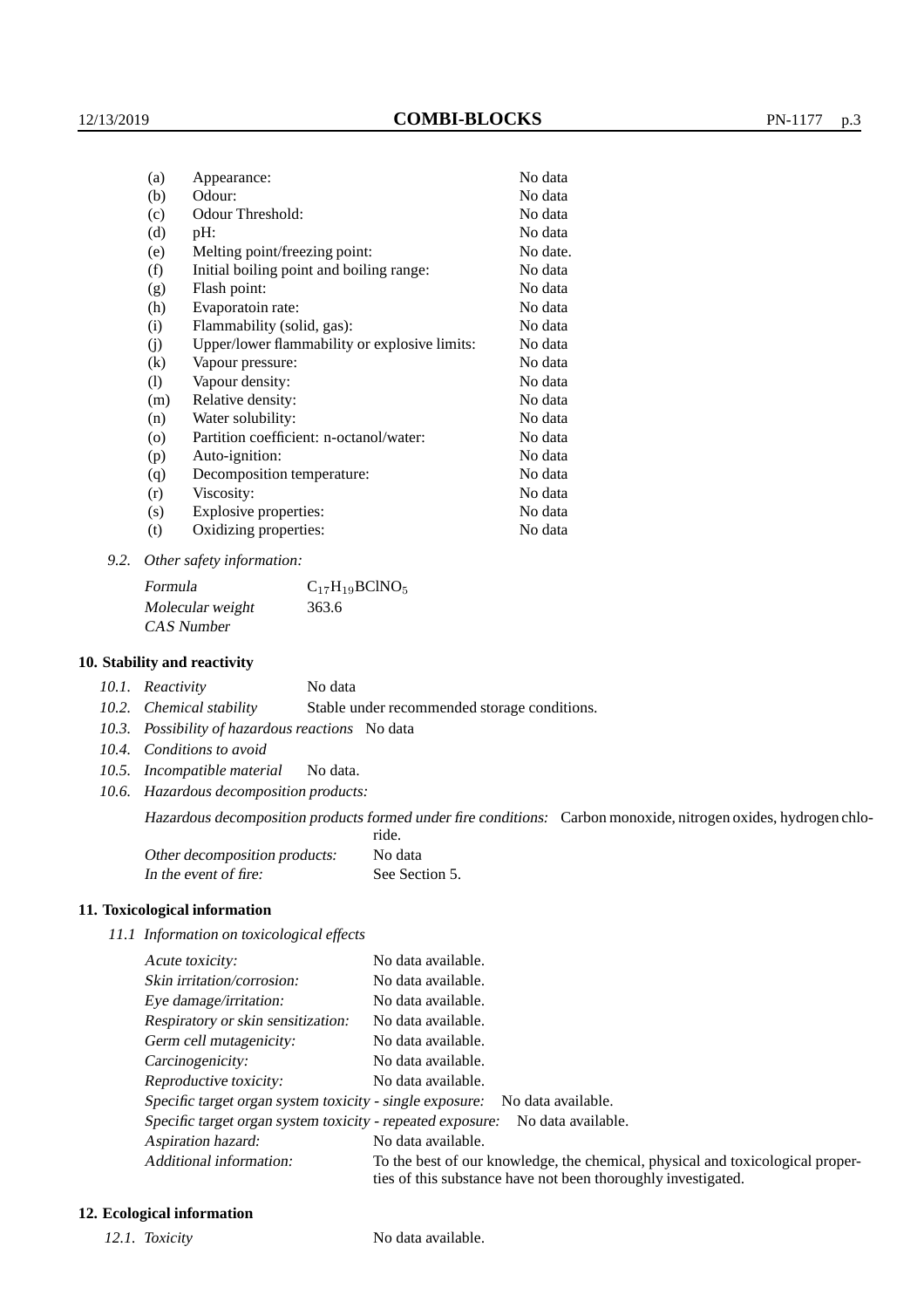| | | |
|---|---|---|
| (a) | Appearance: | No data |
| (b) | Odour: | No data |
| (c) | Odour Threshold: | No data |
| (d) | pH: | No data |
| (e) | Melting point/freezing point: | No date. |
| (f) | Initial boiling point and boiling range: | No data |
| (g) | Flash point: | No data |
| (h) | Evaporatoin rate: | No data |
| (i) | Flammability (solid, gas): | No data |
| (j) | Upper/lower flammability or explosive limits: | No data |
| (k) | Vapour pressure: | No data |
| (l) | Vapour density: | No data |
| (m) | Relative density: | No data |
| (n) | Water solubility: | No data |
| (o) | Partition coefficient: n-octanol/water: | No data |
| (p) | Auto-ignition: | No data |
| (q) | Decomposition temperature: | No data |
| (r) | Viscosity: | No data |
| (s) | Explosive properties: | No data |
| (t) | Oxidizing properties: | No data |

*9.2. Other safety information:*

| | |
|---|---|
| *Formula* | $C_{17}H_{19}BClNO_5$ |
| *Molecular weight* | 363.6 |
| *CAS Number* | |

## 10. Stability and reactivity

*10.1. Reactivity* No data

*10.2. Chemical stability* Stable under recommended storage conditions.

*10.3. Possibility of hazardous reactions* No data

*10.4. Conditions to avoid*

*10.5. Incompatible material* No data.

*10.6. Hazardous decomposition products:*

*Hazardous decomposition products formed under fire conditions:* Carbon monoxide, nitrogen oxides, hydrogen chloride.

*Other decomposition products:* No data

*In the event of fire:* See Section 5.

## 11. Toxicological information

*11.1 Information on toxicological effects*

| | |
|---|---|
| *Acute toxicity:* | No data available. |
| *Skin irritation/corrosion:* | No data available. |
| *Eye damage/irritation:* | No data available. |
| *Respiratory or skin sensitization:* | No data available. |
| *Germ cell mutagenicity:* | No data available. |
| *Carcinogenicity:* | No data available. |
| *Reproductive toxicity:* | No data available. |
| *Specific target organ system toxicity - single exposure:* | No data available. |
| *Specific target organ system toxicity - repeated exposure:* | No data available. |
| *Aspiration hazard:* | No data available. |
| *Additional information:* | To the best of our knowledge, the chemical, physical and toxicological properties of this substance have not been thoroughly investigated. |

## 12. Ecological information

*12.1. Toxicity* No data available.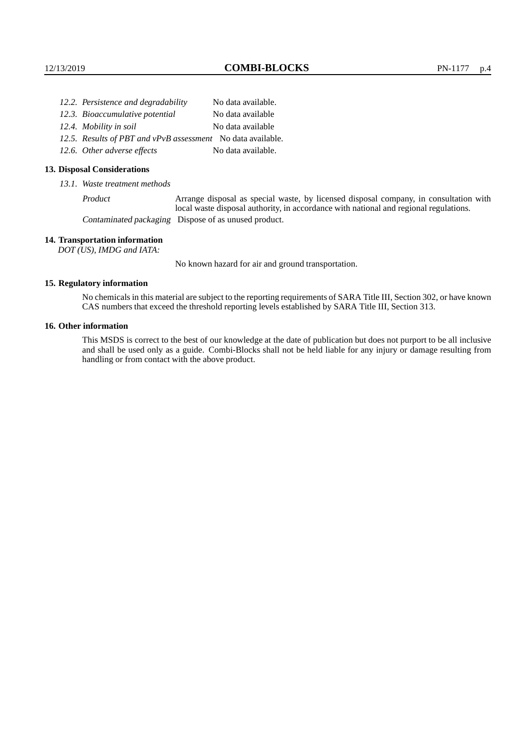| | |
|---|---|
| *12.2. Persistence and degradability* | No data available. |
| *12.3. Bioaccumulative potential* | No data available |
| *12.4. Mobility in soil* | No data available |
| *12.5. Results of PBT and vPvB assessment* | No data available. |
| *12.6. Other adverse effects* | No data available. |

### 13. Disposal Considerations

*13.1. Waste treatment methods*

| | |
|---|---|
| *Product* | Arrange disposal as special waste, by licensed disposal company, in consultation with local waste disposal authority, in accordance with national and regional regulations. |
| *Contaminated packaging* | Dispose of as unused product. |

### 14. Transportation information

*DOT (US), IMDG and IATA:*

No known hazard for air and ground transportation.

### 15. Regulatory information

No chemicals in this material are subject to the reporting requirements of SARA Title III, Section 302, or have known CAS numbers that exceed the threshold reporting levels established by SARA Title III, Section 313.

### 16. Other information

This MSDS is correct to the best of our knowledge at the date of publication but does not purport to be all inclusive and shall be used only as a guide. Combi-Blocks shall not be held liable for any injury or damage resulting from handling or from contact with the above product.